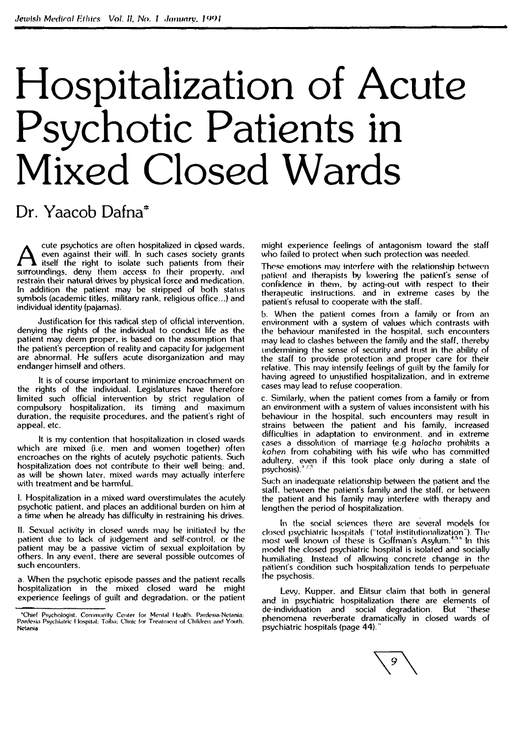# Hospitalization of Acute Psychotic Patients in Mixed Closed Wards

## Dr. Yaacob Dafna*

Acute psychotics are often hospitalized in closed wards, even against their will. In such cases society grants itself the right to isolate such patients from their surroundings, deny them access to their property, and restrain their natural drives by physical force and medication. In addition the patient may be stripped of both status symbols (academic titles, military rank, religious office...) and individual identity (pajamas).

Justification for this radical step of official intervention, denying the rights of the individual to conduct life as the patient may deem proper, is based on the assumption that the patient's perception of reality and capacity for judgement are abnormal. He suffers acute disorganization and may endanger himself and others.

It is of course important to minimize encroachment on the rights of the individual. Legislatures have therefore limited such official intervention by strict regulation of compulsory hospitalization, its timing and maximum duration, the requisite procedures, and the patient's right of appeal, etc.

It is my contention that hospitalization in closed wards which are mixed (i.e. men and women together) often encroaches on the rights of acutely psychotic patients. Such hospitalization does not contribute to their well being; and, as will be shown later, mixed wards may actually interfere with treatment and be harmful.

I. Hospitalization in a mixed ward overstimulates the acutely psychotic patient, and places an additional burden on him at a time when he already has difficulty in restraining his drives.

II. Sexual activity in closed wards may be initiated by the patient due to lack of judgement and self-control, or the patient may be a passive victim of sexual exploitation by others. In any event, there are several possible outcomes of such encounters.

a. When the psychotic episode passes and the patient recalls hospitalization in the mixed closed ward he might experience feelings of guilt and degradation, or the patient might experience feelings of antagonism toward the staff who failed to protect when such protection was needed.

These emotions may interfere with the relationship between patient and therapists by lowering the patient's sense of confidence in them, by acting-out with respect to their therapeutic instructions, and in extreme cases by the patient's refusal to cooperate with the staff.

b. When the patient comes from a family or from an environment with a system of values which contrasts with the behaviour manifested in the hospital, such encounters may lead to clashes between the family and the staff, thereby undermining the sense of security and trust in the ability of the staff to provide protection and proper care for their relative. This may intensify feelings of guilt by the family for having agreed to unjustified hospitalization, and in extreme cases may lead to refuse cooperation.

c. Similarly, when the patient comes from a family or from an environment with a system of values inconsistent with his behaviour in the hospital, such encounters may result in strains between the patient and his family, increased difficulties in adaptation to environment, and in extreme cases a dissolution of marriage (e.g *halacha* prohibits a *kohen* from cohabiting with his wife who has committed adultery, even if this took place only during a state of psychosis).[1,2,3]

Such an inadequate relationship between the patient and the staff, between the patient's family and the staff, or between the patient and his family may interfere with therapy and lengthen the period of hospitalization.

In the social sciences there are several models for closed psychiatric hospitals ("total institutionalization"). The most well known of these is Goffman's Asylum.[4,5,6] In this model the closed psychiatric hospital is isolated and socially humiliating. Instead of allowing concrete change in the patient's condition such hospitalization tends to perpetuate the psychosis.

Levy, Kupper, and Elitsur claim that both in general and in psychiatric hospitalization there are elements of de-individuation and social degradation. But "these phenomena reverberate dramatically in closed wards of psychiatric hospitals (page 44)."

*Chief Psychologist, Community Center for Mental Health, Pardesia-Netania; Pardesia Psychiatric Hospital; Taiba: Clinic for Treatment of Children and Youth, Netania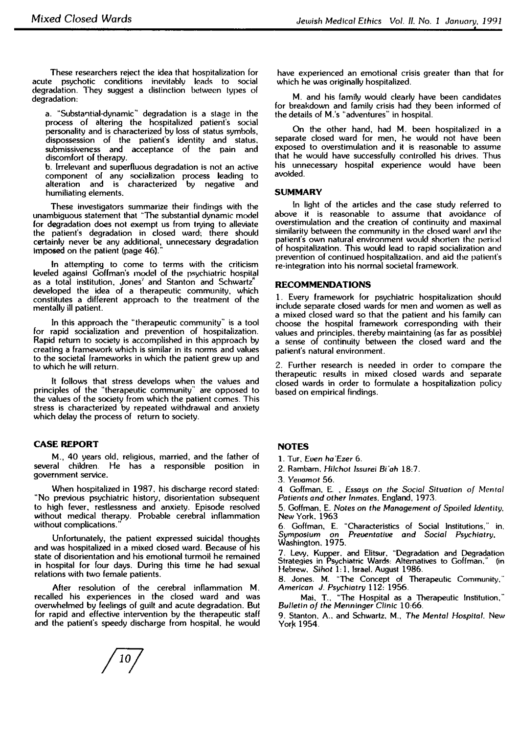These researchers reject the idea that hospitalization for acute psychotic conditions inevitably leads to social degradation. They suggest a distinction between types of degradation:

a. "Substantial-dynamic" degradation is a stage in the process of altering the hospitalized patient's social personality and is characterized by loss of status symbols, dispossession of the patient's identity and status, submissiveness and acceptance of the pain and discomfort of therapy.

b. Irrelevant and superfluous degradation is not an active component of any socialization process leading to alteration and is characterized by negative and humiliating elements.

These investigators summarize their findings with the unambiguous statement that "The substantial dynamic model for degradation does not exempt us from trying to alleviate the patient's degradation in closed ward; there should certainly never be any additional, unnecessary degradation imposed on the patient (page 46)."

In attempting to come to terms with the criticism leveled against Goffman's model of the psychiatric hospital as a total institution, Jones[7] and Stanton and Schwartz[8] developed the idea of a therapeutic community, which constitutes a different approach to the treatment of the mentally ill patient.

In this approach the "therapeutic community" is a tool for rapid socialization and prevention of hospitalization. Rapid return to society is accomplished in this approach by creating a framework which is similar in its norms and values to the societal frameworks in which the patient grew up and to which he will return.

It follows that stress develops when the values and principles of the "therapeutic community" are opposed to the values of the society from which the patient comes. This stress is characterized by repeated withdrawal and anxiety which delay the process of return to society.

## CASE REPORT

M., 40 years old, religious, married, and the father of several children. He has a responsible position in government service.

When hospitalized in 1987, his discharge record stated: "No previous psychiatric history, disorientation subsequent to high fever, restlessness and anxiety. Episode resolved without medical therapy. Probable cerebral inflammation without complications."

Unfortunately, the patient expressed suicidal thoughts and was hospitalized in a mixed closed ward. Because of his state of disorientation and his emotional turmoil he remained in hospital for four days. During this time he had sexual relations with two female patients.

After resolution of the cerebral inflammation M. recalled his experiences in the closed ward and was overwhelmed by feelings of guilt and acute degradation. But for rapid and effective intervention by the therapeutic staff and the patient's speedy discharge from hospital, he would have experienced an emotional crisis greater than that for which he was originally hospitalized.

M. and his family would clearly have been candidates for breakdown and family crisis had they been informed of the details of M.'s "adventures" in hospital.

On the other hand, had M. been hospitalized in a separate closed ward for men, he would not have been exposed to overstimulation and it is reasonable to assume that he would have successfully controlled his drives. Thus his unnecessary hospital experience would have been avoided.

## SUMMARY

In light of the articles and the case study referred to above it is reasonable to assume that avoidance of overstimulation and the creation of continuity and maximal similarity between the community in the closed ward and the patient's own natural environment would shorten the period of hospitalization. This would lead to rapid socialization and prevention of continued hospitalization, and aid the patient's re-integration into his normal societal framework.

## RECOMMENDATIONS

1. Every framework for psychiatric hospitalization should include separate closed wards for men and women as well as a mixed closed ward so that the patient and his family can choose the hospital framework corresponding with their values and principles, thereby maintaining (as far as possible) a sense of continuity between the closed ward and the patient's natural environment.

2. Further research is needed in order to compare the therapeutic results in mixed closed wards and separate closed wards in order to formulate a hospitalization policy based on empirical findings.

## NOTES

1. Tur, *Even ha'Ezer* 6.
2. Rambam, *Hilchot Issurei Bi'ah* 18:7.
3. *Yevamot* 56.
4. Goffman, E. , *Essays on the Social Situation of Mental Patients and other Inmates*, England, 1973.
5. Goffman, E. *Notes on the Management of Spoiled Identity*, New York, 1963
6. Goffman, E. "Characteristics of Social Institutions," in, *Symposium on Preventative and Social Psychiatry*, Washington, 1975.
7. Levy, Kupper, and Elitsur, "Degradation and Degradation Strategies in Psychiatric Wards: Alternatives to Goffman," (in Hebrew, *Sihot* 1:1, Israel, August 1986.
8. Jones, M. "The Concept of Therapeutic Community," *American J. Psychiatry* 112: 1956.

   Mai, T., "The Hospital as a Therapeutic Institution," *Bulletin of the Menninger Clinic* 10:66.
9. Stanton, A., and Schwartz, M., *The Mental Hospital*, New York 1954.